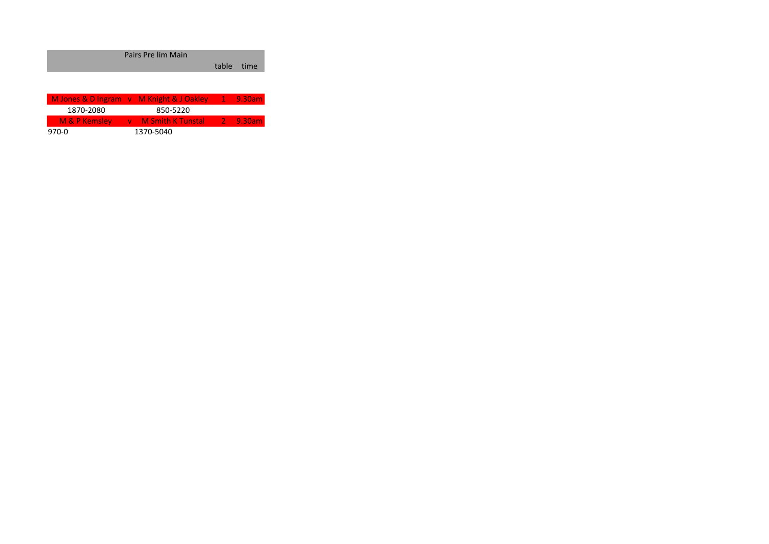| Pairs Pre lim Main | | | table | time |
|---|---|---|---|---|
| M Jones & D Ingram | v | M Knight & J Oakley | 1 | 9.30am |
| 1870-2080 | | 850-5220 | | |
| M & P Kemsley | v | M Smith K Tunstal | 2 | 9.30am |
| 970-0 | | 1370-5040 | | |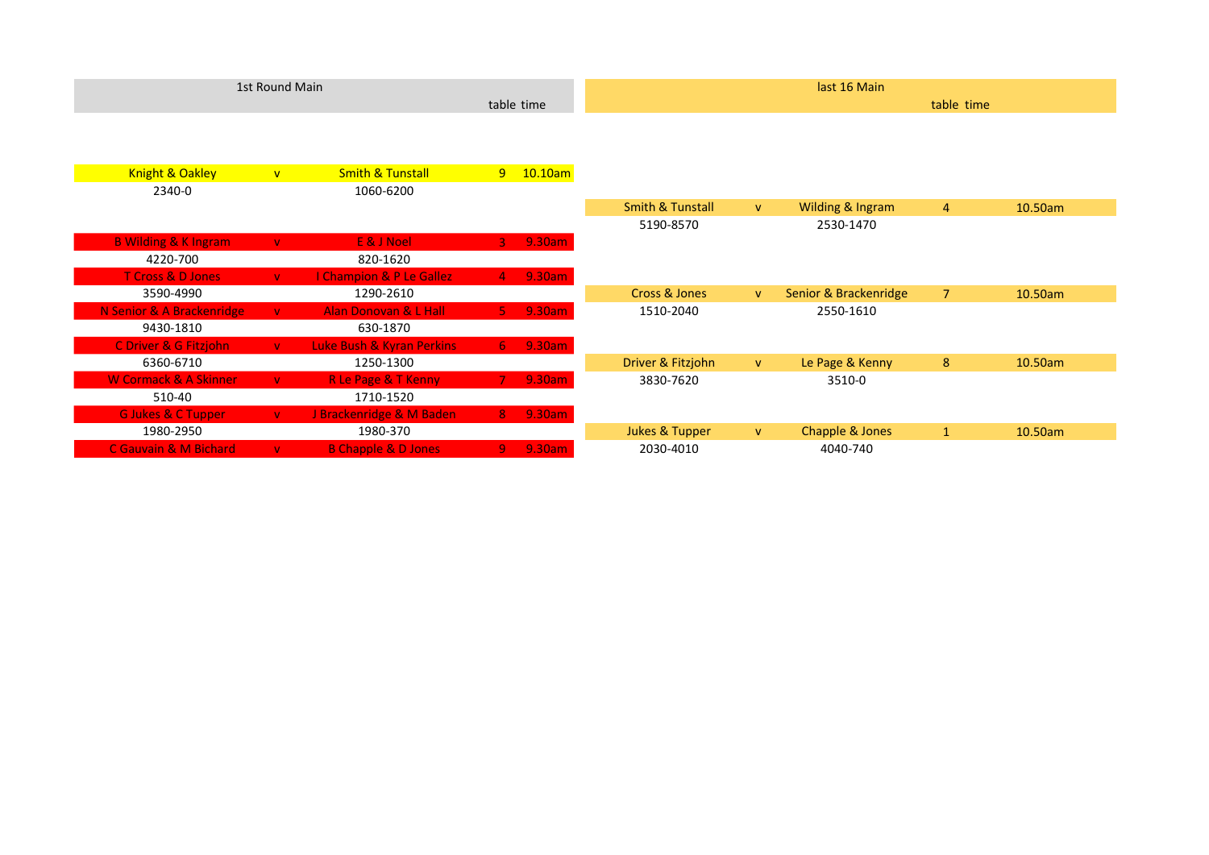| 1st Round Main | | | table | time |
|---|---|---|---|---|
| Knight & Oakley | v | Smith & Tunstall | 9 | 10.10am |
| 2340-0 | | 1060-6200 | | |
| B Wilding & K Ingram | v | E & J Noel | 3 | 9.30am |
| 4220-700 | | 820-1620 | | |
| T Cross & D Jones | v | I Champion & P Le Gallez | 4 | 9.30am |
| 3590-4990 | | 1290-2610 | | |
| N Senior & A Brackenridge | v | Alan Donovan & L Hall | 5 | 9.30am |
| 9430-1810 | | 630-1870 | | |
| C Driver & G Fitzjohn | v | Luke Bush & Kyran Perkins | 6 | 9.30am |
| 6360-6710 | | 1250-1300 | | |
| W Cormack & A Skinner | v | R Le Page & T Kenny | 7 | 9.30am |
| 510-40 | | 1710-1520 | | |
| G Jukes & C Tupper | v | J Brackenridge & M Baden | 8 | 9.30am |
| 1980-2950 | | 1980-370 | | |
| C Gauvain & M Bichard | v | B Chapple & D Jones | 9 | 9.30am |

| last 16 Main | | | table | time |
|---|---|---|---|---|
| Smith & Tunstall | v | Wilding & Ingram | 4 | 10.50am |
| 5190-8570 | | 2530-1470 | | |
| Cross & Jones | v | Senior & Brackenridge | 7 | 10.50am |
| 1510-2040 | | 2550-1610 | | |
| Driver & Fitzjohn | v | Le Page & Kenny | 8 | 10.50am |
| 3830-7620 | | 3510-0 | | |
| Jukes & Tupper | v | Chapple & Jones | 1 | 10.50am |
| 2030-4010 | | 4040-740 | | |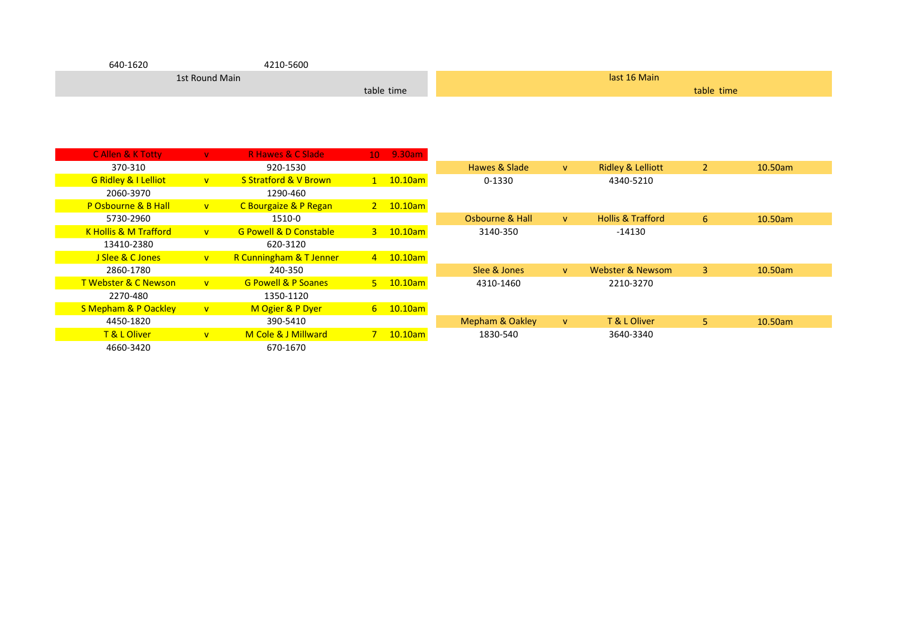640-1620 4210-5600

| 1st Round Main | | | table | time | last 16 Main | | | table | time |
|---|---|---|---|---|---|---|---|---|---|
| C Allen & K Totty | v | R Hawes & C Slade | 10 | 9.30am | | | | | |
| 370-310 | | 920-1530 | | | Hawes & Slade | v | Ridley & Lelliott | 2 | 10.50am |
| G Ridley & I Lelliot | v | S Stratford & V Brown | 1 | 10.10am | 0-1330 | | 4340-5210 | | |
| 2060-3970 | | 1290-460 | | | | | | | |
| P Osbourne & B Hall | v | C Bourgaize & P Regan | 2 | 10.10am | | | | | |
| 5730-2960 | | 1510-0 | | | Osbourne & Hall | v | Hollis & Trafford | 6 | 10.50am |
| K Hollis & M Trafford | v | G Powell & D Constable | 3 | 10.10am | 3140-350 | | -14130 | | |
| 13410-2380 | | 620-3120 | | | | | | | |
| J Slee & C Jones | v | R Cunningham & T Jenner | 4 | 10.10am | | | | | |
| 2860-1780 | | 240-350 | | | Slee & Jones | v | Webster & Newsom | 3 | 10.50am |
| T Webster & C Newson | v | G Powell & P Soanes | 5 | 10.10am | 4310-1460 | | 2210-3270 | | |
| 2270-480 | | 1350-1120 | | | | | | | |
| S Mepham & P Oackley | v | M Ogier & P Dyer | 6 | 10.10am | | | | | |
| 4450-1820 | | 390-5410 | | | Mepham & Oakley | v | T & L Oliver | 5 | 10.50am |
| T & L Oliver | v | M Cole & J Millward | 7 | 10.10am | 1830-540 | | 3640-3340 | | |
| 4660-3420 | | 670-1670 | | | | | | | |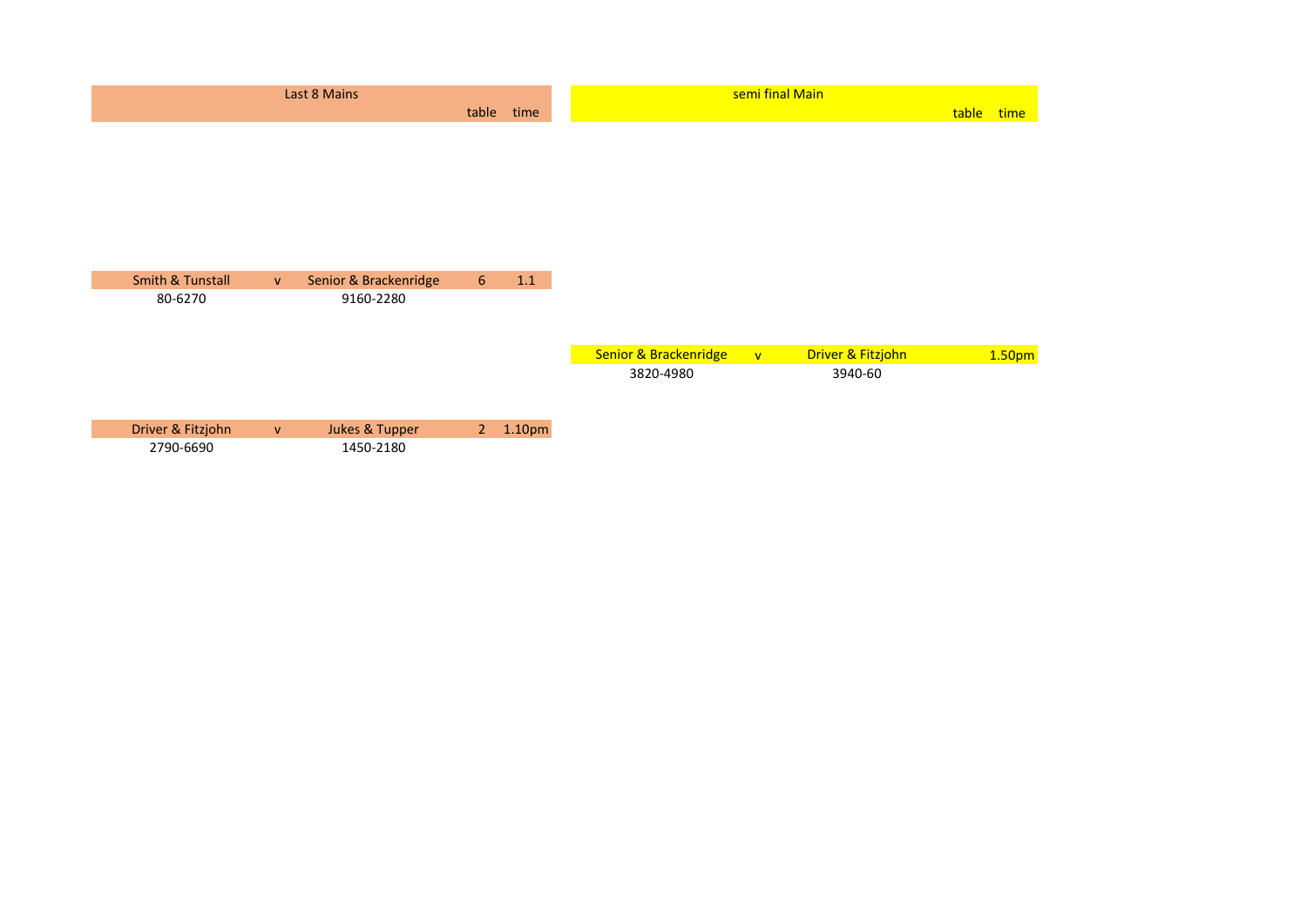## Last 8 Mains

| | | | table | time |
|---|---|---|---|---|
| Smith & Tunstall | v | Senior & Brackenridge | 6 | 1.1 |
| 80-6270 | | 9160-2280 | | |
| Driver & Fitzjohn | v | Jukes & Tupper | 2 | 1.10pm |
| 2790-6690 | | 1450-2180 | | |

## semi final Main

| | | | table | time |
|---|---|---|---|---|
| Senior & Brackenridge | v | Driver & Fitzjohn | | 1.50pm |
| 3820-4980 | | 3940-60 | | |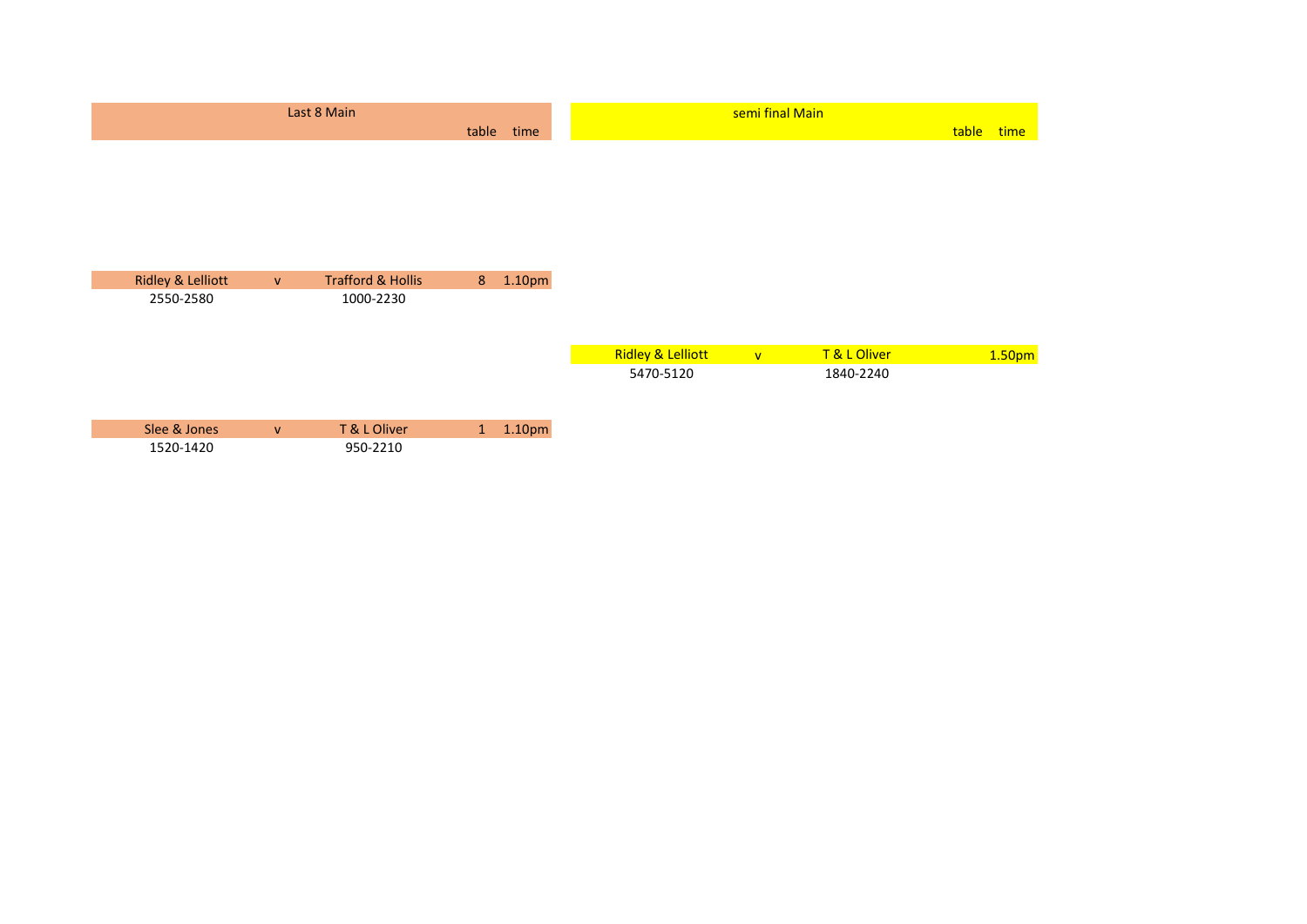## Last 8 Main

| | | | table | time |
|---|---|---|---|---|
| Ridley & Lelliott | v | Trafford & Hollis | 8 | 1.10pm |
| 2550-2580 | | 1000-2230 | | |
| Slee & Jones | v | T & L Oliver | 1 | 1.10pm |
| 1520-1420 | | 950-2210 | | |

## semi final Main

| | | | table | time |
|---|---|---|---|---|
| Ridley & Lelliott | v | T & L Oliver | | 1.50pm |
| 5470-5120 | | 1840-2240 | | |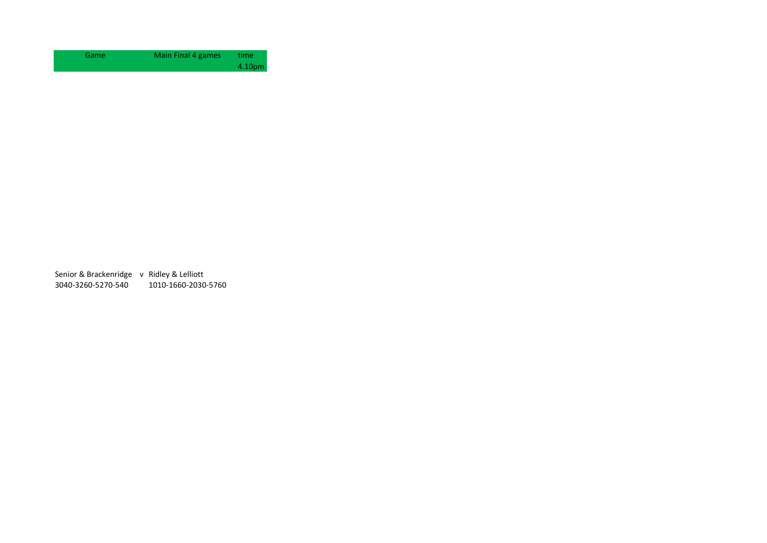| Game | Main Final 4 games | time |
| --- | --- | --- |
| | | 4.10pm |

| | | |
| --- | --- | --- |
| Senior & Brackenridge | v | Ridley & Lelliott |
| 3040-3260-5270-540 | | 1010-1660-2030-5760 |